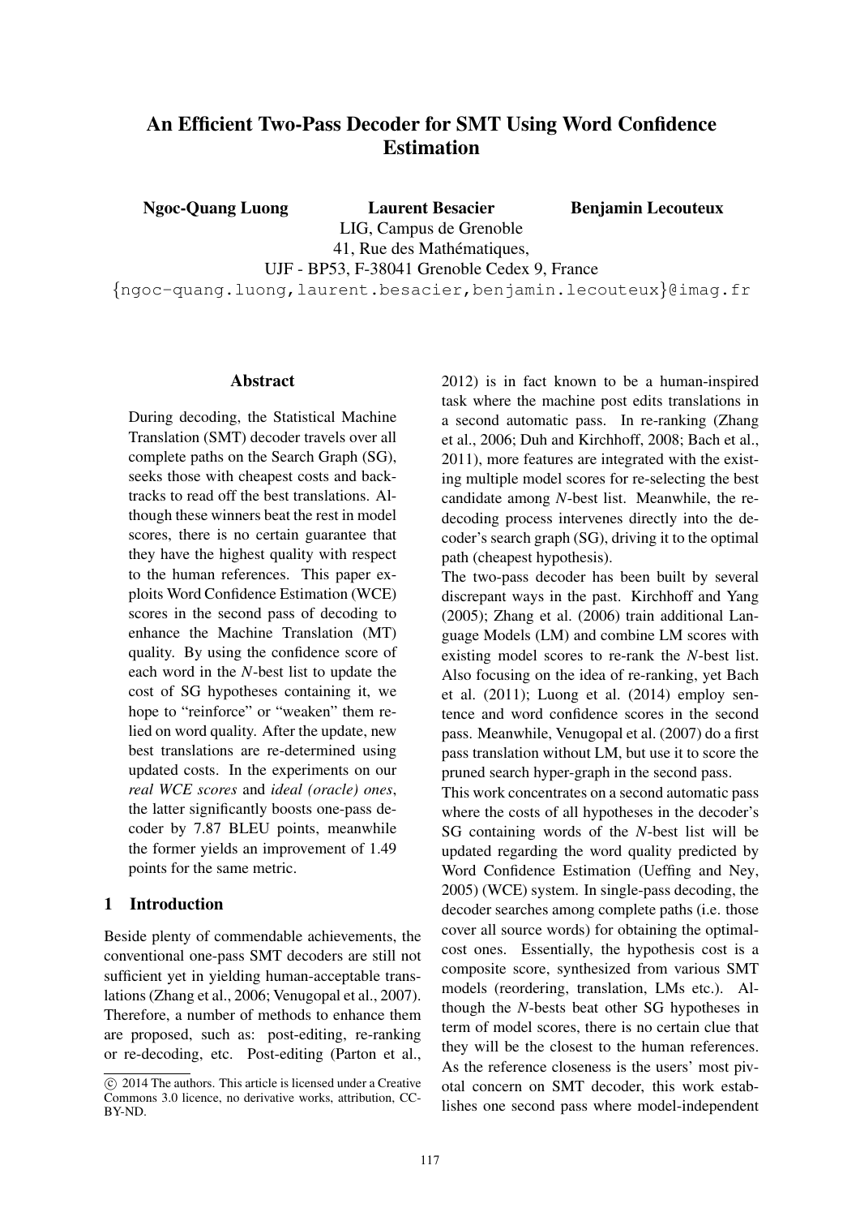# An Efficient Two-Pass Decoder for SMT Using Word Confidence Estimation

**Ngoc-Quang Luong** **Laurent Besacier** **Benjamin Lecouteux**

LIG, Campus de Grenoble
41, Rue des Mathématiques,
UJF - BP53, F-38041 Grenoble Cedex 9, France
{ngoc-quang.luong,laurent.besacier,benjamin.lecouteux}@imag.fr

## Abstract

During decoding, the Statistical Machine Translation (SMT) decoder travels over all complete paths on the Search Graph (SG), seeks those with cheapest costs and backtracks to read off the best translations. Although these winners beat the rest in model scores, there is no certain guarantee that they have the highest quality with respect to the human references. This paper exploits Word Confidence Estimation (WCE) scores in the second pass of decoding to enhance the Machine Translation (MT) quality. By using the confidence score of each word in the *N*-best list to update the cost of SG hypotheses containing it, we hope to "reinforce" or "weaken" them relied on word quality. After the update, new best translations are re-determined using updated costs. In the experiments on our *real WCE scores* and *ideal (oracle) ones*, the latter significantly boosts one-pass decoder by 7.87 BLEU points, meanwhile the former yields an improvement of 1.49 points for the same metric.

## 1 Introduction

Beside plenty of commendable achievements, the conventional one-pass SMT decoders are still not sufficient yet in yielding human-acceptable translations (Zhang et al., 2006; Venugopal et al., 2007). Therefore, a number of methods to enhance them are proposed, such as: post-editing, re-ranking or re-decoding, etc. Post-editing (Parton et al., 2012) is in fact known to be a human-inspired task where the machine post edits translations in a second automatic pass. In re-ranking (Zhang et al., 2006; Duh and Kirchhoff, 2008; Bach et al., 2011), more features are integrated with the existing multiple model scores for re-selecting the best candidate among *N*-best list. Meanwhile, the re-decoding process intervenes directly into the decoder's search graph (SG), driving it to the optimal path (cheapest hypothesis).

The two-pass decoder has been built by several discrepant ways in the past. Kirchhoff and Yang (2005); Zhang et al. (2006) train additional Language Models (LM) and combine LM scores with existing model scores to re-rank the *N*-best list. Also focusing on the idea of re-ranking, yet Bach et al. (2011); Luong et al. (2014) employ sentence and word confidence scores in the second pass. Meanwhile, Venugopal et al. (2007) do a first pass translation without LM, but use it to score the pruned search hyper-graph in the second pass.

This work concentrates on a second automatic pass where the costs of all hypotheses in the decoder's SG containing words of the *N*-best list will be updated regarding the word quality predicted by Word Confidence Estimation (Ueffing and Ney, 2005) (WCE) system. In single-pass decoding, the decoder searches among complete paths (i.e. those cover all source words) for obtaining the optimal-cost ones. Essentially, the hypothesis cost is a composite score, synthesized from various SMT models (reordering, translation, LMs etc.). Although the *N*-bests beat other SG hypotheses in term of model scores, there is no certain clue that they will be the closest to the human references. As the reference closeness is the users' most pivotal concern on SMT decoder, this work establishes one second pass where model-independent

© 2014 The authors. This article is licensed under a Creative Commons 3.0 licence, no derivative works, attribution, CC-BY-ND.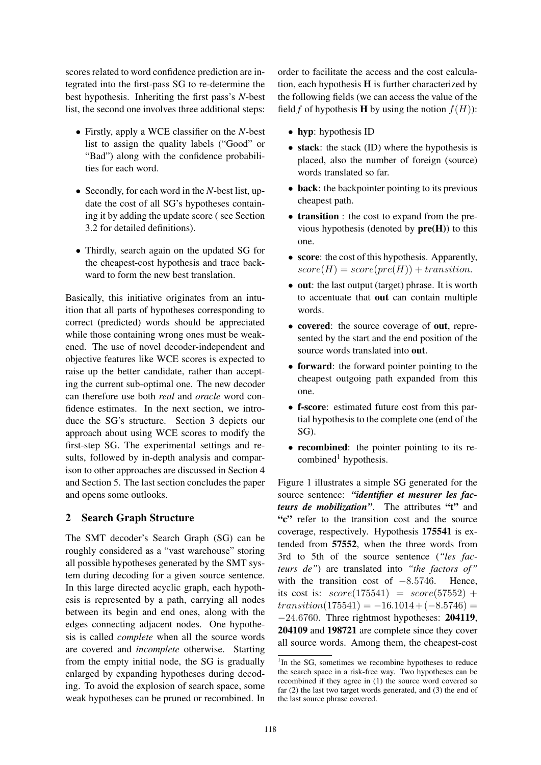scores related to word confidence prediction are integrated into the first-pass SG to re-determine the best hypothesis. Inheriting the first pass's *N*-best list, the second one involves three additional steps:

- Firstly, apply a WCE classifier on the *N*-best list to assign the quality labels ("Good" or "Bad") along with the confidence probabilities for each word.
- Secondly, for each word in the *N*-best list, update the cost of all SG's hypotheses containing it by adding the update score ( see Section 3.2 for detailed definitions).
- Thirdly, search again on the updated SG for the cheapest-cost hypothesis and trace backward to form the new best translation.

Basically, this initiative originates from an intuition that all parts of hypotheses corresponding to correct (predicted) words should be appreciated while those containing wrong ones must be weakened. The use of novel decoder-independent and objective features like WCE scores is expected to raise up the better candidate, rather than accepting the current sub-optimal one. The new decoder can therefore use both *real* and *oracle* word confidence estimates. In the next section, we introduce the SG's structure. Section 3 depicts our approach about using WCE scores to modify the first-step SG. The experimental settings and results, followed by in-depth analysis and comparison to other approaches are discussed in Section 4 and Section 5. The last section concludes the paper and opens some outlooks.

## 2 Search Graph Structure

The SMT decoder's Search Graph (SG) can be roughly considered as a "vast warehouse" storing all possible hypotheses generated by the SMT system during decoding for a given source sentence. In this large directed acyclic graph, each hypothesis is represented by a path, carrying all nodes between its begin and end ones, along with the edges connecting adjacent nodes. One hypothesis is called *complete* when all the source words are covered and *incomplete* otherwise. Starting from the empty initial node, the SG is gradually enlarged by expanding hypotheses during decoding. To avoid the explosion of search space, some weak hypotheses can be pruned or recombined. In order to facilitate the access and the cost calculation, each hypothesis **H** is further characterized by the following fields (we can access the value of the field $f$ of hypothesis **H** by using the notion $f(H)$):

- **hyp**: hypothesis ID
- **stack**: the stack (ID) where the hypothesis is placed, also the number of foreign (source) words translated so far.
- **back**: the backpointer pointing to its previous cheapest path.
- **transition** : the cost to expand from the previous hypothesis (denoted by **pre(H)**) to this one.
- **score**: the cost of this hypothesis. Apparently, $score(H) = score(pre(H)) + transition$.
- **out**: the last output (target) phrase. It is worth to accentuate that **out** can contain multiple words.
- **covered**: the source coverage of **out**, represented by the start and the end position of the source words translated into **out**.
- **forward**: the forward pointer pointing to the cheapest outgoing path expanded from this one.
- **f-score**: estimated future cost from this partial hypothesis to the complete one (end of the SG).
- **recombined**: the pointer pointing to its recombined[1] hypothesis.

Figure 1 illustrates a simple SG generated for the source sentence: ***"identifier et mesurer les facteurs de mobilization"***. The attributes **"t"** and **"c"** refer to the transition cost and the source coverage, respectively. Hypothesis **175541** is extended from **57552**, when the three words from 3rd to 5th of the source sentence (*"les facteurs de"*) are translated into *"the factors of"* with the transition cost of $-8.5746$. Hence, its cost is: $score(175541) = score(57552) + transition(175541) = -16.1014 + (-8.5746) = -24.6760$. Three rightmost hypotheses: **204119**, **204109** and **198721** are complete since they cover all source words. Among them, the cheapest-cost

[1] In the SG, sometimes we recombine hypotheses to reduce the search space in a risk-free way. Two hypotheses can be recombined if they agree in (1) the source word covered so far (2) the last two target words generated, and (3) the end of the last source phrase covered.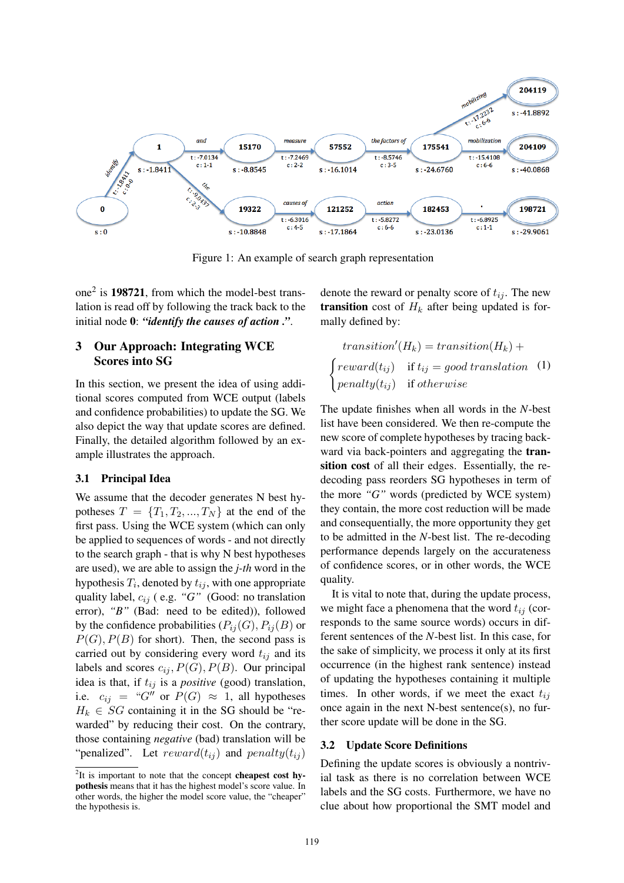Figure 1: An example of search graph representation

one[2] is **198721**, from which the model-best translation is read off by following the track back to the initial node **0**: ***"identify the causes of action ."***.

## 3 Our Approach: Integrating WCE Scores into SG

In this section, we present the idea of using additional scores computed from WCE output (labels and confidence probabilities) to update the SG. We also depict the way that update scores are defined. Finally, the detailed algorithm followed by an example illustrates the approach.

### 3.1 Principal Idea

We assume that the decoder generates N best hypotheses $T = \{T_1, T_2, ..., T_N\}$ at the end of the first pass. Using the WCE system (which can only be applied to sequences of words - and not directly to the search graph - that is why N best hypotheses are used), we are able to assign the *j-th* word in the hypothesis $T_i$, denoted by $t_{ij}$, with one appropriate quality label, $c_{ij}$ ( e.g. *"G"* (Good: no translation error), *"B"* (Bad: need to be edited)), followed by the confidence probabilities ($P_{ij}(G), P_{ij}(B)$ or $P(G), P(B)$ for short). Then, the second pass is carried out by considering every word $t_{ij}$ and its labels and scores $c_{ij}, P(G), P(B)$. Our principal idea is that, if $t_{ij}$ is a *positive* (good) translation, i.e. $c_{ij}$ = "$G$" or $P(G) \approx 1$, all hypotheses $H_k \in SG$ containing it in the SG should be "rewarded" by reducing their cost. On the contrary, those containing *negative* (bad) translation will be "penalized". Let $reward(t_{ij})$ and $penalty(t_{ij})$ denote the reward or penalty score of $t_{ij}$. The new **transition** cost of $H_k$ after being updated is formally defined by:

$$transition'(H_k) = transition(H_k) + \begin{cases} reward(t_{ij}) & \text{if } t_{ij} = good\ translation \\ penalty(t_{ij}) & \text{if } otherwise \end{cases} \quad (1)$$

The update finishes when all words in the *N*-best list have been considered. We then re-compute the new score of complete hypotheses by tracing backward via back-pointers and aggregating the **transition cost** of all their edges. Essentially, the re-decoding pass reorders SG hypotheses in term of the more *"G"* words (predicted by WCE system) they contain, the more cost reduction will be made and consequentially, the more opportunity they get to be admitted in the *N*-best list. The re-decoding performance depends largely on the accurateness of confidence scores, or in other words, the WCE quality.

It is vital to note that, during the update process, we might face a phenomena that the word $t_{ij}$ (corresponds to the same source words) occurs in different sentences of the *N*-best list. In this case, for the sake of simplicity, we process it only at its first occurrence (in the highest rank sentence) instead of updating the hypotheses containing it multiple times. In other words, if we meet the exact $t_{ij}$ once again in the next N-best sentence(s), no further score update will be done in the SG.

### 3.2 Update Score Definitions

Defining the update scores is obviously a nontrivial task as there is no correlation between WCE labels and the SG costs. Furthermore, we have no clue about how proportional the SMT model and

[2] It is important to note that the concept **cheapest cost hypothesis** means that it has the highest model's score value. In other words, the higher the model score value, the "cheaper" the hypothesis is.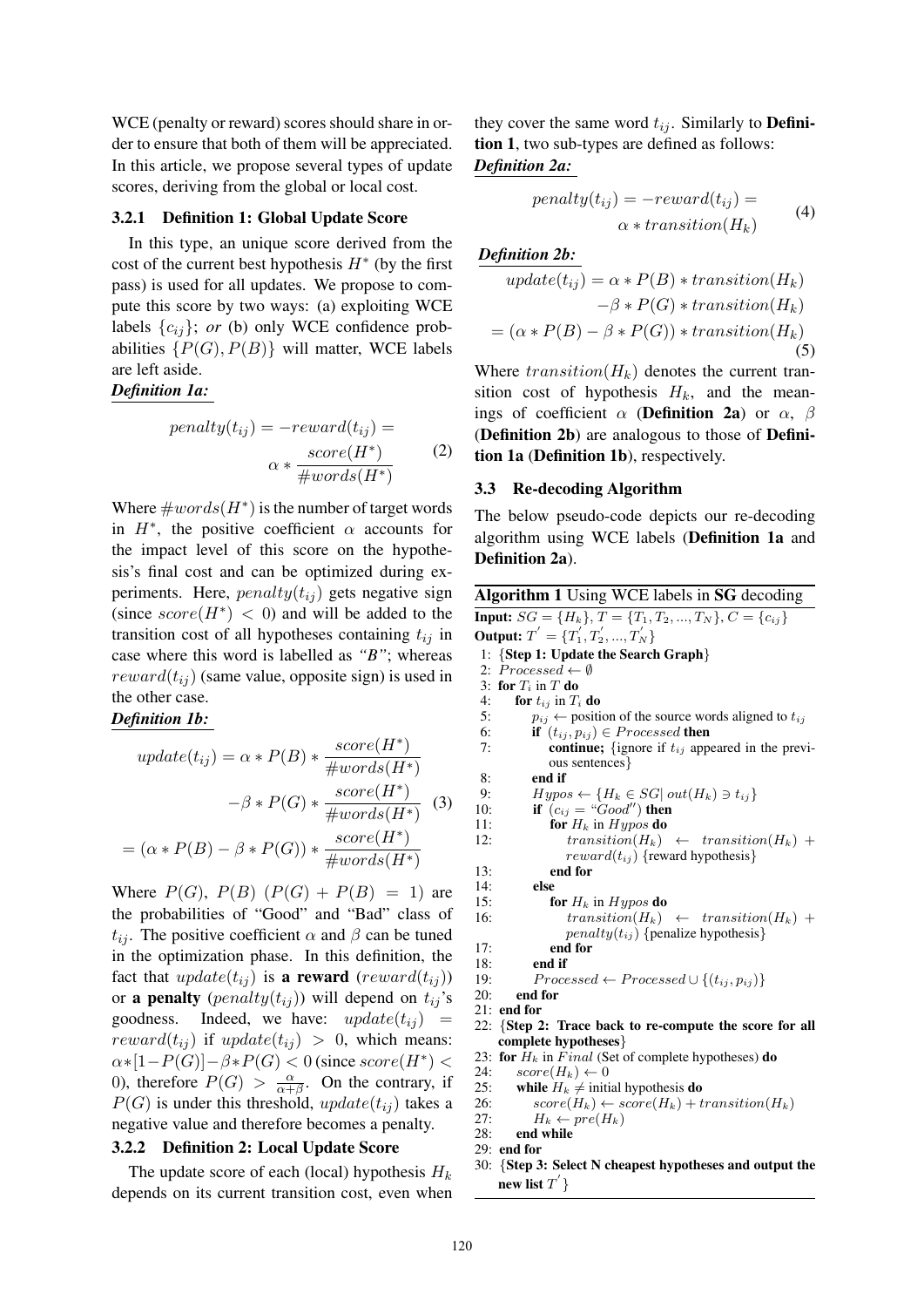WCE (penalty or reward) scores should share in order to ensure that both of them will be appreciated. In this article, we propose several types of update scores, deriving from the global or local cost.

#### 3.2.1 Definition 1: Global Update Score

In this type, an unique score derived from the cost of the current best hypothesis $H^*$ (by the first pass) is used for all updates. We propose to compute this score by two ways: (a) exploiting WCE labels $\{c_{ij}\}$; *or* (b) only WCE confidence probabilities $\{P(G), P(B)\}$ will matter, WCE labels are left aside.

***Definition 1a:***

$$penalty(t_{ij}) = -reward(t_{ij}) = \alpha * \frac{score(H^*)}{\#words(H^*)} \tag{2}$$

Where $\#words(H^*)$ is the number of target words in $H^*$, the positive coefficient $\alpha$ accounts for the impact level of this score on the hypothesis's final cost and can be optimized during experiments. Here, $penalty(t_{ij})$ gets negative sign (since $score(H^*) < 0$) and will be added to the transition cost of all hypotheses containing $t_{ij}$ in case where this word is labelled as *"B"*; whereas $reward(t_{ij})$ (same value, opposite sign) is used in the other case.

***Definition 1b:***

$$\begin{aligned} update(t_{ij}) &= \alpha * P(B) * \frac{score(H^*)}{\#words(H^*)} \\ &\quad - \beta * P(G) * \frac{score(H^*)}{\#words(H^*)} \\ &= (\alpha * P(B) - \beta * P(G)) * \frac{score(H^*)}{\#words(H^*)} \end{aligned} \tag{3}$$

Where $P(G)$, $P(B)$ ($P(G) + P(B) = 1$) are the probabilities of "Good" and "Bad" class of $t_{ij}$. The positive coefficient $\alpha$ and $\beta$ can be tuned in the optimization phase. In this definition, the fact that $update(t_{ij})$ is **a reward** ($reward(t_{ij})$) or **a penalty** ($penalty(t_{ij})$) will depend on $t_{ij}$'s goodness. Indeed, we have: $update(t_{ij}) = reward(t_{ij})$ if $update(t_{ij}) > 0$, which means: $\alpha * [1 - P(G)] - \beta * P(G) < 0$ (since $score(H^*) < 0$), therefore $P(G) > \frac{\alpha}{\alpha+\beta}$. On the contrary, if $P(G)$ is under this threshold, $update(t_{ij})$ takes a negative value and therefore becomes a penalty.

#### 3.2.2 Definition 2: Local Update Score

The update score of each (local) hypothesis $H_k$ depends on its current transition cost, even when they cover the same word $t_{ij}$. Similarly to **Definition 1**, two sub-types are defined as follows:

***Definition 2a:***

$$penalty(t_{ij}) = -reward(t_{ij}) = \alpha * transition(H_k) \tag{4}$$

***Definition 2b:***

$$\begin{aligned} update(t_{ij}) &= \alpha * P(B) * transition(H_k) \\ &\quad - \beta * P(G) * transition(H_k) \\ &= (\alpha * P(B) - \beta * P(G)) * transition(H_k) \end{aligned} \tag{5}$$

Where $transition(H_k)$ denotes the current transition cost of hypothesis $H_k$, and the meanings of coefficient $\alpha$ (**Definition 2a**) or $\alpha$, $\beta$ (**Definition 2b**) are analogous to those of **Definition 1a** (**Definition 1b**), respectively.

### 3.3 Re-decoding Algorithm

The below pseudo-code depicts our re-decoding algorithm using WCE labels (**Definition 1a** and **Definition 2a**).

**Algorithm 1** Using WCE labels in **SG** decoding

**Input:** $SG = \{H_k\}, T = \{T_1, T_2, ..., T_N\}, C = \{c_{ij}\}$
**Output:** $T' = \{T'_1, T'_2, ..., T'_N\}$

```
1:  {Step 1: Update the Search Graph}
2:  Processed ← ∅
3:  for T_i in T do
4:      for t_ij in T_i do
5:          p_ij ← position of the source words aligned to t_ij
6:          if (t_ij, p_ij) ∈ Processed then
7:              continue; {ignore if t_ij appeared in the previous sentences}
8:          end if
9:          Hypos ← {H_k ∈ SG | out(H_k) ∋ t_ij}
10:         if (c_ij = "Good") then
11:             for H_k in Hypos do
12:                 transition(H_k) ← transition(H_k) + reward(t_ij) {reward hypothesis}
13:             end for
14:         else
15:             for H_k in Hypos do
16:                 transition(H_k) ← transition(H_k) + penalty(t_ij) {penalize hypothesis}
17:             end for
18:         end if
19:         Processed ← Processed ∪ {(t_ij, p_ij)}
20:     end for
21: end for
22: {Step 2: Trace back to re-compute the score for all complete hypotheses}
23: for H_k in Final (Set of complete hypotheses) do
24:     score(H_k) ← 0
25:     while H_k ≠ initial hypothesis do
26:         score(H_k) ← score(H_k) + transition(H_k)
27:         H_k ← pre(H_k)
28:     end while
29: end for
30: {Step 3: Select N cheapest hypotheses and output the new list T'}
```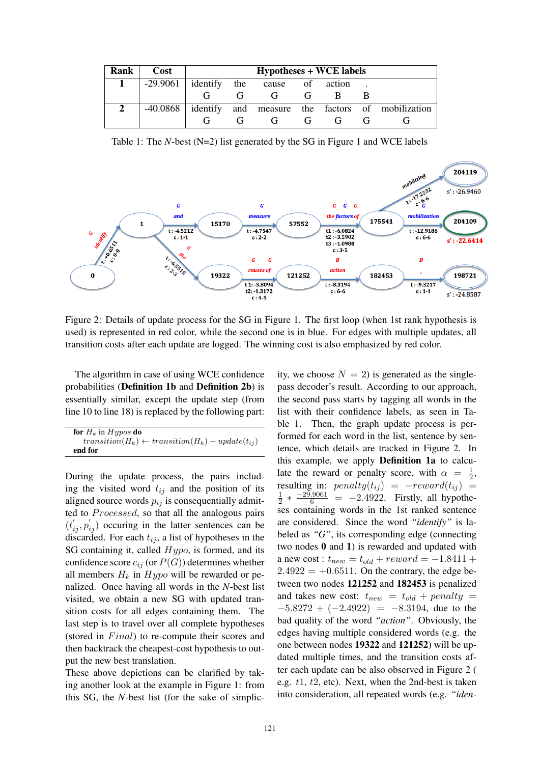| Rank | Cost | Hypotheses + WCE labels | | | | | | |
|---|---|---|---|---|---|---|---|---|
| **1** | -29.9061 | identify | the | cause | of | action | . | |
| | | G | G | G | G | B | B | |
| **2** | -40.0868 | identify | and | measure | the | factors | of | mobilization |
| | | G | G | G | G | G | G | G |

Table 1: The *N*-best (N=2) list generated by the SG in Figure 1 and WCE labels

Figure 2: Details of update process for the SG in Figure 1. The first loop (when 1st rank hypothesis is used) is represented in red color, while the second one is in blue. For edges with multiple updates, all transition costs after each update are logged. The winning cost is also emphasized by red color.

The algorithm in case of using WCE confidence probabilities (**Definition 1b** and **Definition 2b**) is essentially similar, except the update step (from line 10 to line 18) is replaced by the following part:

```
for H_k in Hypos do
    transition(H_k) ← transition(H_k) + update(t_ij)
end for
```

During the update process, the pairs including the visited word $t_{ij}$ and the position of its aligned source words $p_{ij}$ is consequentially admitted to $Processed$, so that all the analogous pairs $(t^{'}_{ij}, p^{'}_{ij})$ occuring in the latter sentences can be discarded. For each $t_{ij}$, a list of hypotheses in the SG containing it, called $Hypo$, is formed, and its confidence score $c_{ij}$ (or $P(G)$) determines whether all members $H_k$ in $Hypo$ will be rewarded or penalized. Once having all words in the $N$-best list visited, we obtain a new SG with updated transition costs for all edges containing them. The last step is to travel over all complete hypotheses (stored in $Final$) to re-compute their scores and then backtrack the cheapest-cost hypothesis to output the new best translation.

These above depictions can be clarified by taking another look at the example in Figure 1: from this SG, the $N$-best list (for the sake of simplicity, we choose $N = 2$) is generated as the single-pass decoder's result. According to our approach, the second pass starts by tagging all words in the list with their confidence labels, as seen in Table 1. Then, the graph update process is performed for each word in the list, sentence by sentence, which details are tracked in Figure 2. In this example, we apply **Definition 1a** to calculate the reward or penalty score, with $\alpha = \frac{1}{2}$, resulting in: $penalty(t_{ij}) = -reward(t_{ij}) = \frac{1}{2} * \frac{-29.9061}{6} = -2.4922$. Firstly, all hypotheses containing words in the 1st ranked sentence are considered. Since the word *"identify"* is labeled as *"G"*, its corresponding edge (connecting two nodes **0** and **1**) is rewarded and updated with a new cost : $t_{new} = t_{old} + reward = -1.8411 + 2.4922 = +0.6511$. On the contrary, the edge between two nodes **121252** and **182453** is penalized and takes new cost: $t_{new} = t_{old} + penalty = -5.8272 + (-2.4922) = -8.3194$, due to the bad quality of the word *"action"*. Obviously, the edges having multiple considered words (e.g. the one between nodes **19322** and **121252**) will be updated multiple times, and the transition costs after each update can be also observed in Figure 2 ( e.g. $t1$, $t2$, etc). Next, when the 2nd-best is taken into consideration, all repeated words (e.g. *"iden-*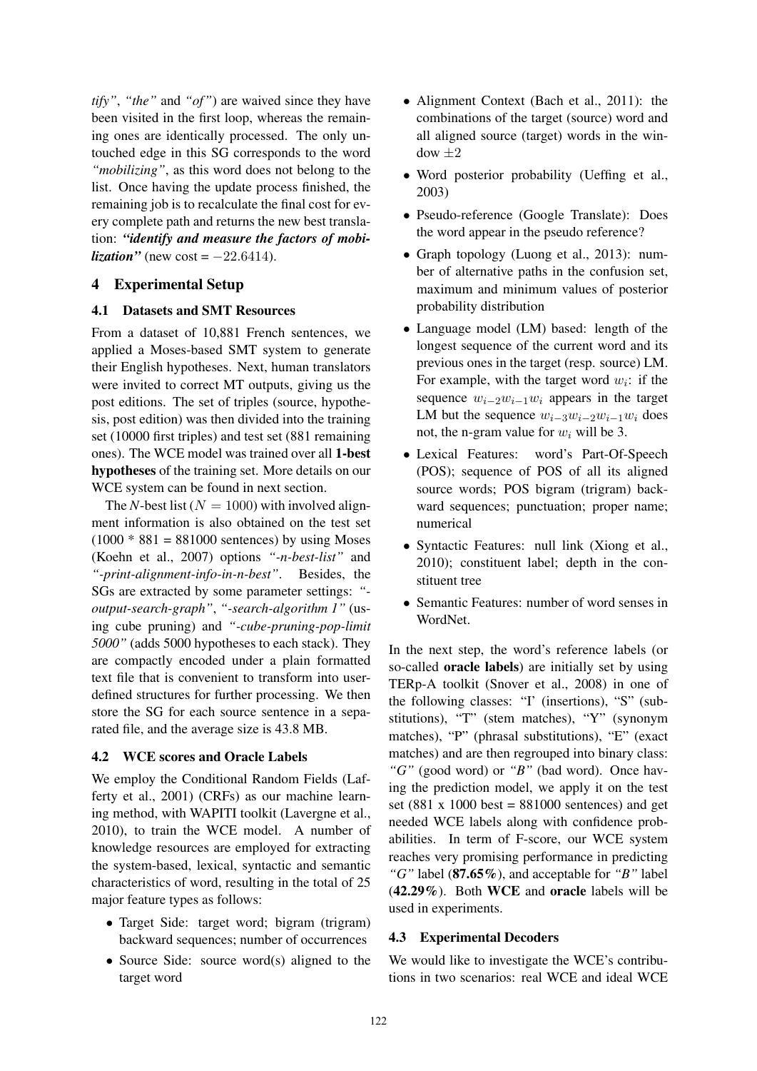*tify"*, *"the"* and *"of"*) are waived since they have been visited in the first loop, whereas the remaining ones are identically processed. The only untouched edge in this SG corresponds to the word *"mobilizing"*, as this word does not belong to the list. Once having the update process finished, the remaining job is to recalculate the final cost for every complete path and returns the new best translation: ***"identify and measure the factors of mobilization"*** (new cost = $-22.6414$).

## 4 Experimental Setup

### 4.1 Datasets and SMT Resources

From a dataset of 10,881 French sentences, we applied a Moses-based SMT system to generate their English hypotheses. Next, human translators were invited to correct MT outputs, giving us the post editions. The set of triples (source, hypothesis, post edition) was then divided into the training set (10000 first triples) and test set (881 remaining ones). The WCE model was trained over all **1-best hypotheses** of the training set. More details on our WCE system can be found in next section.

The $N$-best list ($N = 1000$) with involved alignment information is also obtained on the test set (1000 * 881 = 881000 sentences) by using Moses (Koehn et al., 2007) options *"-n-best-list"* and *"-print-alignment-info-in-n-best"*. Besides, the SGs are extracted by some parameter settings: *"-output-search-graph"*, *"-search-algorithm 1"* (using cube pruning) and *"-cube-pruning-pop-limit 5000"* (adds 5000 hypotheses to each stack). They are compactly encoded under a plain formatted text file that is convenient to transform into user-defined structures for further processing. We then store the SG for each source sentence in a separated file, and the average size is 43.8 MB.

### 4.2 WCE scores and Oracle Labels

We employ the Conditional Random Fields (Lafferty et al., 2001) (CRFs) as our machine learning method, with WAPITI toolkit (Lavergne et al., 2010), to train the WCE model. A number of knowledge resources are employed for extracting the system-based, lexical, syntactic and semantic characteristics of word, resulting in the total of 25 major feature types as follows:

- Target Side: target word; bigram (trigram) backward sequences; number of occurrences
- Source Side: source word(s) aligned to the target word
- Alignment Context (Bach et al., 2011): the combinations of the target (source) word and all aligned source (target) words in the window $\pm 2$
- Word posterior probability (Ueffing et al., 2003)
- Pseudo-reference (Google Translate): Does the word appear in the pseudo reference?
- Graph topology (Luong et al., 2013): number of alternative paths in the confusion set, maximum and minimum values of posterior probability distribution
- Language model (LM) based: length of the longest sequence of the current word and its previous ones in the target (resp. source) LM. For example, with the target word $w_i$: if the sequence $w_{i-2}w_{i-1}w_i$ appears in the target LM but the sequence $w_{i-3}w_{i-2}w_{i-1}w_i$ does not, the n-gram value for $w_i$ will be 3.
- Lexical Features: word's Part-Of-Speech (POS); sequence of POS of all its aligned source words; POS bigram (trigram) backward sequences; punctuation; proper name; numerical
- Syntactic Features: null link (Xiong et al., 2010); constituent label; depth in the constituent tree
- Semantic Features: number of word senses in WordNet.

In the next step, the word's reference labels (or so-called **oracle labels**) are initially set by using TERp-A toolkit (Snover et al., 2008) in one of the following classes: "I' (insertions), "S" (substitutions), "T" (stem matches), "Y" (synonym matches), "P" (phrasal substitutions), "E" (exact matches) and are then regrouped into binary class: *"G"* (good word) or *"B"* (bad word). Once having the prediction model, we apply it on the test set (881 x 1000 best = 881000 sentences) and get needed WCE labels along with confidence probabilities. In term of F-score, our WCE system reaches very promising performance in predicting *"G"* label (**87.65%**), and acceptable for *"B"* label (**42.29%**). Both **WCE** and **oracle** labels will be used in experiments.

### 4.3 Experimental Decoders

We would like to investigate the WCE's contributions in two scenarios: real WCE and ideal WCE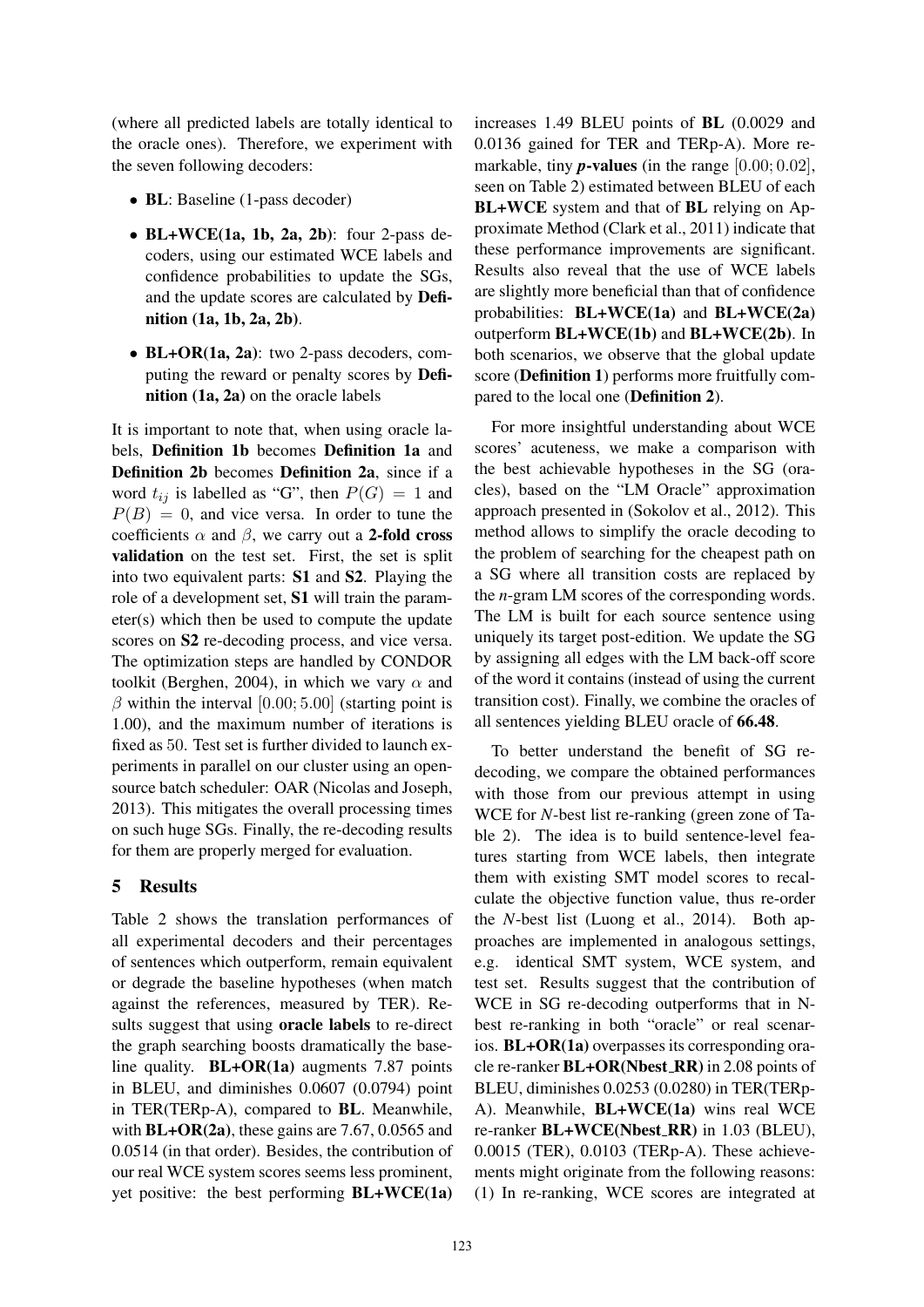(where all predicted labels are totally identical to the oracle ones). Therefore, we experiment with the seven following decoders:

- **BL**: Baseline (1-pass decoder)
- **BL+WCE(1a, 1b, 2a, 2b)**: four 2-pass decoders, using our estimated WCE labels and confidence probabilities to update the SGs, and the update scores are calculated by **Definition (1a, 1b, 2a, 2b)**.
- **BL+OR(1a, 2a)**: two 2-pass decoders, computing the reward or penalty scores by **Definition (1a, 2a)** on the oracle labels

It is important to note that, when using oracle labels, **Definition 1b** becomes **Definition 1a** and **Definition 2b** becomes **Definition 2a**, since if a word $t_{ij}$ is labelled as "G", then $P(G) = 1$ and $P(B) = 0$, and vice versa. In order to tune the coefficients $\alpha$ and $\beta$, we carry out a **2-fold cross validation** on the test set. First, the set is split into two equivalent parts: **S1** and **S2**. Playing the role of a development set, **S1** will train the parameter(s) which then be used to compute the update scores on **S2** re-decoding process, and vice versa. The optimization steps are handled by CONDOR toolkit (Berghen, 2004), in which we vary $\alpha$ and $\beta$ within the interval $[0.00; 5.00]$ (starting point is 1.00), and the maximum number of iterations is fixed as 50. Test set is further divided to launch experiments in parallel on our cluster using an open-source batch scheduler: OAR (Nicolas and Joseph, 2013). This mitigates the overall processing times on such huge SGs. Finally, the re-decoding results for them are properly merged for evaluation.

## 5 Results

Table 2 shows the translation performances of all experimental decoders and their percentages of sentences which outperform, remain equivalent or degrade the baseline hypotheses (when match against the references, measured by TER). Results suggest that using **oracle labels** to re-direct the graph searching boosts dramatically the baseline quality. **BL+OR(1a)** augments 7.87 points in BLEU, and diminishes 0.0607 (0.0794) point in TER(TERp-A), compared to **BL**. Meanwhile, with **BL+OR(2a)**, these gains are 7.67, 0.0565 and 0.0514 (in that order). Besides, the contribution of our real WCE system scores seems less prominent, yet positive: the best performing **BL+WCE(1a)** increases 1.49 BLEU points of **BL** (0.0029 and 0.0136 gained for TER and TERp-A). More remarkable, tiny ***p*-values** (in the range $[0.00; 0.02]$, seen on Table 2) estimated between BLEU of each **BL+WCE** system and that of **BL** relying on Approximate Method (Clark et al., 2011) indicate that these performance improvements are significant. Results also reveal that the use of WCE labels are slightly more beneficial than that of confidence probabilities: **BL+WCE(1a)** and **BL+WCE(2a)** outperform **BL+WCE(1b)** and **BL+WCE(2b)**. In both scenarios, we observe that the global update score (**Definition 1**) performs more fruitfully compared to the local one (**Definition 2**).

For more insightful understanding about WCE scores' acuteness, we make a comparison with the best achievable hypotheses in the SG (oracles), based on the "LM Oracle" approximation approach presented in (Sokolov et al., 2012). This method allows to simplify the oracle decoding to the problem of searching for the cheapest path on a SG where all transition costs are replaced by the *n*-gram LM scores of the corresponding words. The LM is built for each source sentence using uniquely its target post-edition. We update the SG by assigning all edges with the LM back-off score of the word it contains (instead of using the current transition cost). Finally, we combine the oracles of all sentences yielding BLEU oracle of **66.48**.

To better understand the benefit of SG re-decoding, we compare the obtained performances with those from our previous attempt in using WCE for *N*-best list re-ranking (green zone of Table 2). The idea is to build sentence-level features starting from WCE labels, then integrate them with existing SMT model scores to recalculate the objective function value, thus re-order the *N*-best list (Luong et al., 2014). Both approaches are implemented in analogous settings, e.g. identical SMT system, WCE system, and test set. Results suggest that the contribution of WCE in SG re-decoding outperforms that in N-best re-ranking in both "oracle" or real scenarios. **BL+OR(1a)** overpasses its corresponding oracle re-ranker **BL+OR(Nbest_RR)** in 2.08 points of BLEU, diminishes 0.0253 (0.0280) in TER(TERp-A). Meanwhile, **BL+WCE(1a)** wins real WCE re-ranker **BL+WCE(Nbest_RR)** in 1.03 (BLEU), 0.0015 (TER), 0.0103 (TERp-A). These achievements might originate from the following reasons: (1) In re-ranking, WCE scores are integrated at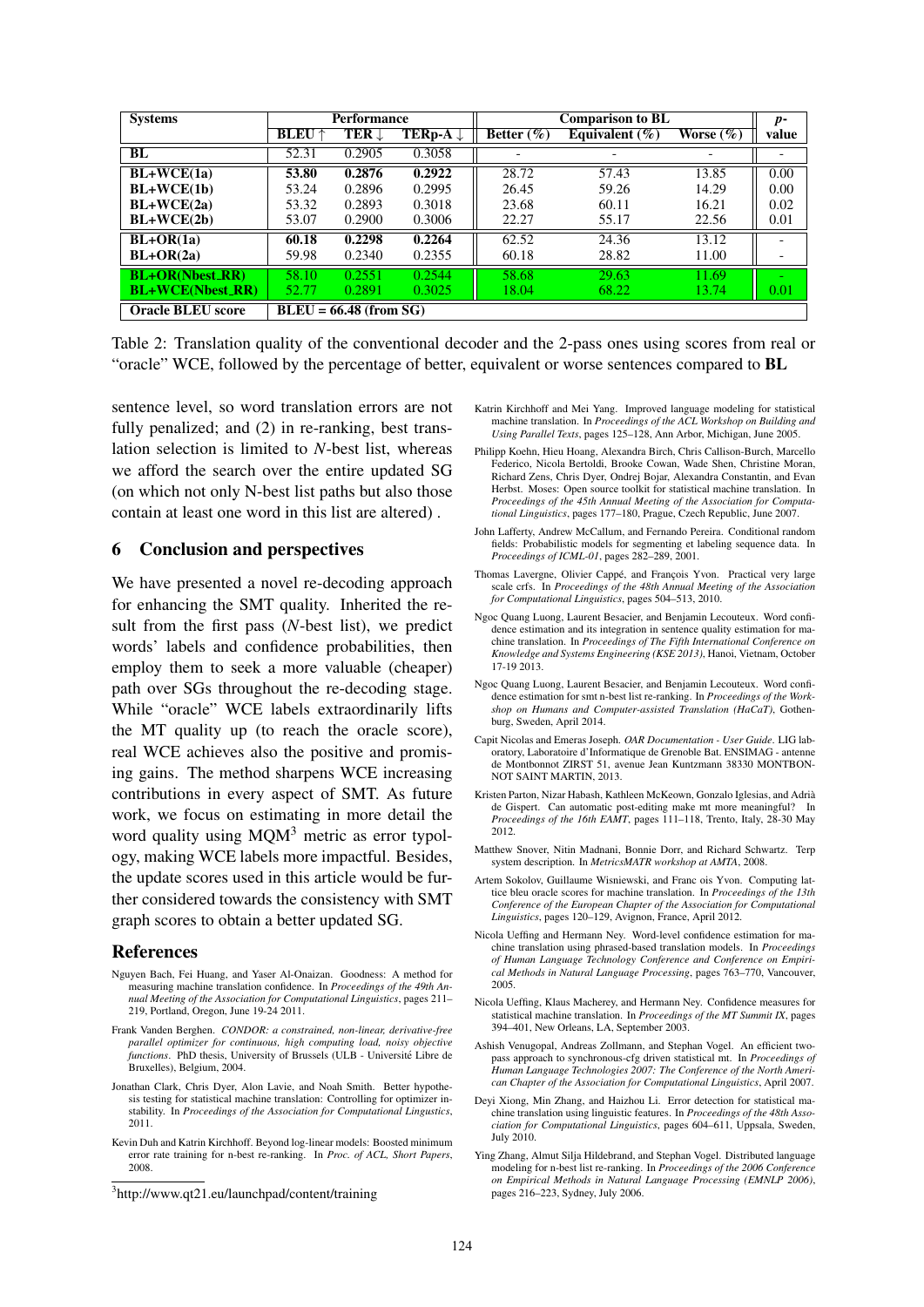| Systems | Performance | | | Comparison to BL | | | *p*-value |
|---|---|---|---|---|---|---|---|
| | BLEU ↑ | TER ↓ | TERp-A ↓ | Better (%) | Equivalent (%) | Worse (%) | |
| **BL** | 52.31 | 0.2905 | 0.3058 | - | - | - | - |
| **BL+WCE(1a)** | **53.80** | **0.2876** | **0.2922** | 28.72 | 57.43 | 13.85 | 0.00 |
| **BL+WCE(1b)** | 53.24 | 0.2896 | 0.2995 | 26.45 | 59.26 | 14.29 | 0.00 |
| **BL+WCE(2a)** | 53.32 | 0.2893 | 0.3018 | 23.68 | 60.11 | 16.21 | 0.02 |
| **BL+WCE(2b)** | 53.07 | 0.2900 | 0.3006 | 22.27 | 55.17 | 22.56 | 0.01 |
| **BL+OR(1a)** | **60.18** | **0.2298** | **0.2264** | 62.52 | 24.36 | 13.12 | - |
| **BL+OR(2a)** | 59.98 | 0.2340 | 0.2355 | 60.18 | 28.82 | 11.00 | - |
| **BL+OR(Nbest_RR)** | 58.10 | 0.2551 | 0.2544 | 58.68 | 29.63 | 11.69 | - |
| **BL+WCE(Nbest_RR)** | 52.77 | 0.2891 | 0.3025 | 18.04 | 68.22 | 13.74 | 0.01 |
| **Oracle BLEU score** | **BLEU = 66.48 (from SG)** | | | | | | |

Table 2: Translation quality of the conventional decoder and the 2-pass ones using scores from real or "oracle" WCE, followed by the percentage of better, equivalent or worse sentences compared to **BL**

sentence level, so word translation errors are not fully penalized; and (2) in re-ranking, best translation selection is limited to *N*-best list, whereas we afford the search over the entire updated SG (on which not only N-best list paths but also those contain at least one word in this list are altered) .

## 6 Conclusion and perspectives

We have presented a novel re-decoding approach for enhancing the SMT quality. Inherited the result from the first pass (*N*-best list), we predict words' labels and confidence probabilities, then employ them to seek a more valuable (cheaper) path over SGs throughout the re-decoding stage. While "oracle" WCE labels extraordinarily lifts the MT quality up (to reach the oracle score), real WCE achieves also the positive and promising gains. The method sharpens WCE increasing contributions in every aspect of SMT. As future work, we focus on estimating in more detail the word quality using MQM[3] metric as error typology, making WCE labels more impactful. Besides, the update scores used in this article would be further considered towards the consistency with SMT graph scores to obtain a better updated SG.

## References

Nguyen Bach, Fei Huang, and Yaser Al-Onaizan. Goodness: A method for measuring machine translation confidence. In *Proceedings of the 49th Annual Meeting of the Association for Computational Linguistics*, pages 211–219, Portland, Oregon, June 19-24 2011.

Frank Vanden Berghen. *CONDOR: a constrained, non-linear, derivative-free parallel optimizer for continuous, high computing load, noisy objective functions*. PhD thesis, University of Brussels (ULB - Université Libre de Bruxelles), Belgium, 2004.

Jonathan Clark, Chris Dyer, Alon Lavie, and Noah Smith. Better hypothesis testing for statistical machine translation: Controlling for optimizer instability. In *Proceedings of the Association for Computational Lingustics*, 2011.

Kevin Duh and Katrin Kirchhoff. Beyond log-linear models: Boosted minimum error rate training for n-best re-ranking. In *Proc. of ACL, Short Papers*, 2008.

Katrin Kirchhoff and Mei Yang. Improved language modeling for statistical machine translation. In *Proceedings of the ACL Workshop on Building and Using Parallel Texts*, pages 125–128, Ann Arbor, Michigan, June 2005.

Philipp Koehn, Hieu Hoang, Alexandra Birch, Chris Callison-Burch, Marcello Federico, Nicola Bertoldi, Brooke Cowan, Wade Shen, Christine Moran, Richard Zens, Chris Dyer, Ondrej Bojar, Alexandra Constantin, and Evan Herbst. Moses: Open source toolkit for statistical machine translation. In *Proceedings of the 45th Annual Meeting of the Association for Computational Linguistics*, pages 177–180, Prague, Czech Republic, June 2007.

John Lafferty, Andrew McCallum, and Fernando Pereira. Conditional random fields: Probabilistic models for segmenting et labeling sequence data. In *Proceedings of ICML-01*, pages 282–289, 2001.

Thomas Lavergne, Olivier Cappé, and François Yvon. Practical very large scale crfs. In *Proceedings of the 48th Annual Meeting of the Association for Computational Linguistics*, pages 504–513, 2010.

Ngoc Quang Luong, Laurent Besacier, and Benjamin Lecouteux. Word confidence estimation and its integration in sentence quality estimation for machine translation. In *Proceedings of The Fifth International Conference on Knowledge and Systems Engineering (KSE 2013)*, Hanoi, Vietnam, October 17-19 2013.

Ngoc Quang Luong, Laurent Besacier, and Benjamin Lecouteux. Word confidence estimation for smt n-best list re-ranking. In *Proceedings of the Workshop on Humans and Computer-assisted Translation (HaCaT)*, Gothenburg, Sweden, April 2014.

Capit Nicolas and Emeras Joseph. *OAR Documentation - User Guide*. LIG laboratory, Laboratoire d'Informatique de Grenoble Bat. ENSIMAG - antenne de Montbonnot ZIRST 51, avenue Jean Kuntzmann 38330 MONTBONNOT SAINT MARTIN, 2013.

Kristen Parton, Nizar Habash, Kathleen McKeown, Gonzalo Iglesias, and Adrià de Gispert. Can automatic post-editing make mt more meaningful? In *Proceedings of the 16th EAMT*, pages 111–118, Trento, Italy, 28-30 May 2012.

Matthew Snover, Nitin Madnani, Bonnie Dorr, and Richard Schwartz. Terp system description. In *MetricsMATR workshop at AMTA*, 2008.

Artem Sokolov, Guillaume Wisniewski, and Franc ois Yvon. Computing lattice bleu oracle scores for machine translation. In *Proceedings of the 13th Conference of the European Chapter of the Association for Computational Linguistics*, pages 120–129, Avignon, France, April 2012.

Nicola Ueffing and Hermann Ney. Word-level confidence estimation for machine translation using phrased-based translation models. In *Proceedings of Human Language Technology Conference and Conference on Empirical Methods in Natural Language Processing*, pages 763–770, Vancouver, 2005.

Nicola Ueffing, Klaus Macherey, and Hermann Ney. Confidence measures for statistical machine translation. In *Proceedings of the MT Summit IX*, pages 394–401, New Orleans, LA, September 2003.

Ashish Venugopal, Andreas Zollmann, and Stephan Vogel. An efficient two-pass approach to synchronous-cfg driven statistical mt. In *Proceedings of Human Language Technologies 2007: The Conference of the North American Chapter of the Association for Computational Linguistics*, April 2007.

Deyi Xiong, Min Zhang, and Haizhou Li. Error detection for statistical machine translation using linguistic features. In *Proceedings of the 48th Association for Computational Linguistics*, pages 604–611, Uppsala, Sweden, July 2010.

Ying Zhang, Almut Silja Hildebrand, and Stephan Vogel. Distributed language modeling for n-best list re-ranking. In *Proceedings of the 2006 Conference on Empirical Methods in Natural Language Processing (EMNLP 2006)*, pages 216–223, Sydney, July 2006.

[3] http://www.qt21.eu/launchpad/content/training